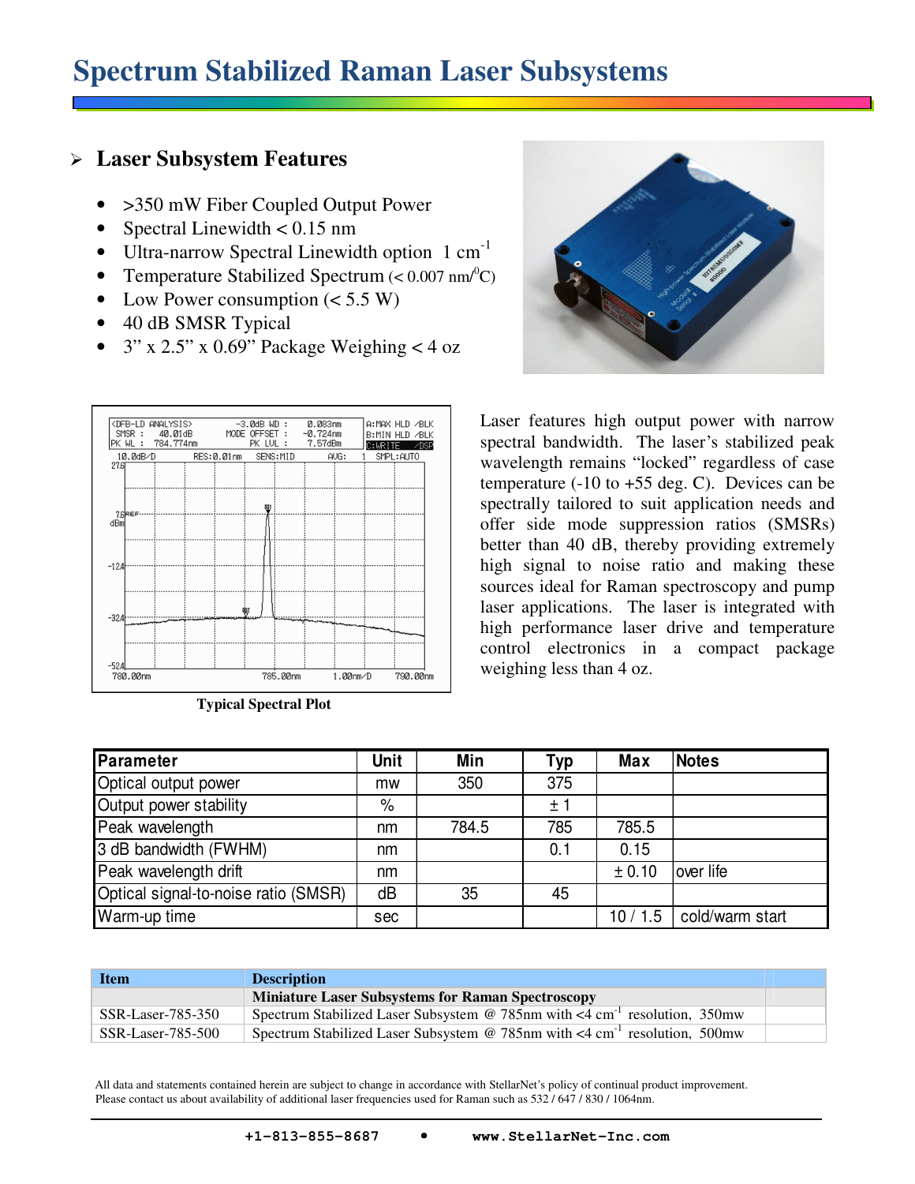# Spectrum Stabilized Raman Laser Subsystems

## Laser Subsystem Features

- >350 mW Fiber Coupled Output Power
- Spectral Linewidth < 0.15 nm
- Ultra-narrow Spectral Linewidth option 1 $cm^{-1}$
- Temperature Stabilized Spectrum (< 0.007 nm/$^0$C)
- Low Power consumption (< 5.5 W)
- 40 dB SMSR Typical
- 3" x 2.5" x 0.69" Package Weighing < 4 oz

Typical Spectral Plot

Laser features high output power with narrow spectral bandwidth. The laser's stabilized peak wavelength remains "locked" regardless of case temperature (-10 to +55 deg. C). Devices can be spectrally tailored to suit application needs and offer side mode suppression ratios (SMSRs) better than 40 dB, thereby providing extremely high signal to noise ratio and making these sources ideal for Raman spectroscopy and pump laser applications. The laser is integrated with high performance laser drive and temperature control electronics in a compact package weighing less than 4 oz.

| Parameter | Unit | Min | Typ | Max | Notes |
|---|---|---|---|---|---|
| Optical output power | mw | 350 | 375 | | |
| Output power stability | % | | ± 1 | | |
| Peak wavelength | nm | 784.5 | 785 | 785.5 | |
| 3 dB bandwidth (FWHM) | nm | | 0.1 | 0.15 | |
| Peak wavelength drift | nm | | | ± 0.10 | over life |
| Optical signal-to-noise ratio (SMSR) | dB | 35 | 45 | | |
| Warm-up time | sec | | | 10 / 1.5 | cold/warm start |

| Item | Description |
|---|---|
| | **Miniature Laser Subsystems for Raman Spectroscopy** |
| SSR-Laser-785-350 | Spectrum Stabilized Laser Subsystem @ 785nm with <4 $cm^{-1}$ resolution, 350mw |
| SSR-Laser-785-500 | Spectrum Stabilized Laser Subsystem @ 785nm with <4 $cm^{-1}$ resolution, 500mw |

All data and statements contained herein are subject to change in accordance with StellarNet's policy of continual product improvement.
Please contact us about availability of additional laser frequencies used for Raman such as 532 / 647 / 830 / 1064nm.

+1-813-855-8687 • www.StellarNet-Inc.com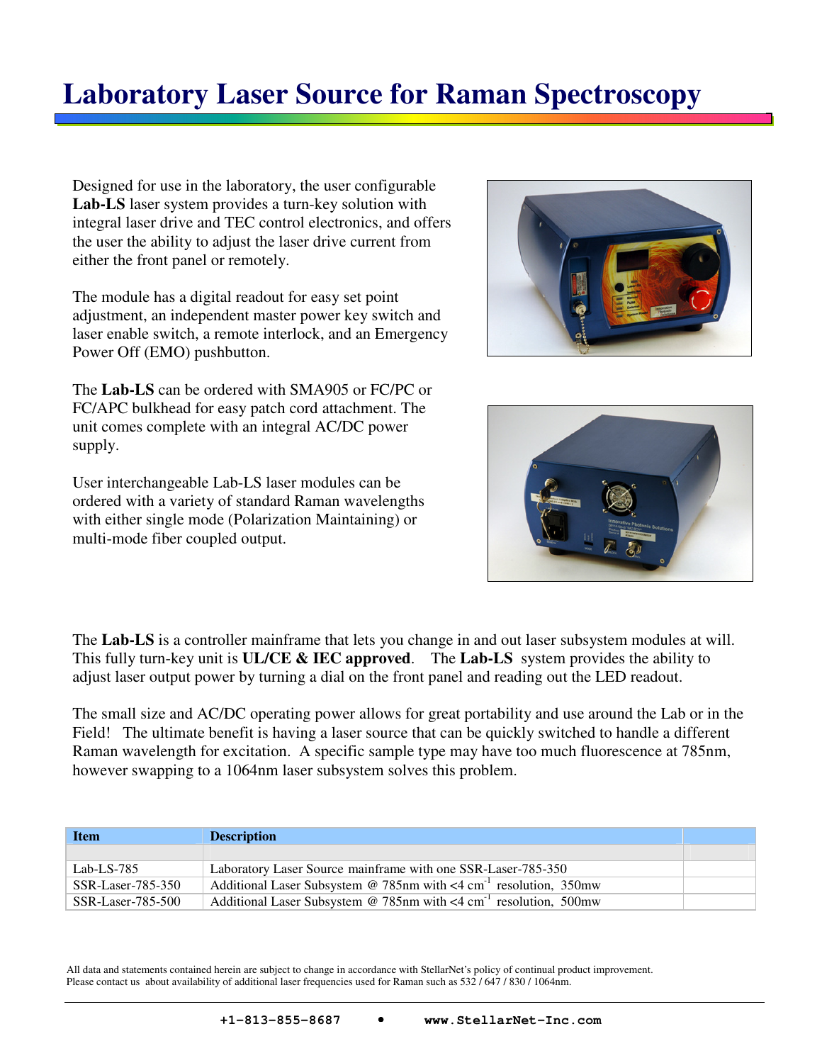# Laboratory Laser Source for Raman Spectroscopy

Designed for use in the laboratory, the user configurable **Lab-LS** laser system provides a turn-key solution with integral laser drive and TEC control electronics, and offers the user the ability to adjust the laser drive current from either the front panel or remotely.

The module has a digital readout for easy set point adjustment, an independent master power key switch and laser enable switch, a remote interlock, and an Emergency Power Off (EMO) pushbutton.

The **Lab-LS** can be ordered with SMA905 or FC/PC or FC/APC bulkhead for easy patch cord attachment. The unit comes complete with an integral AC/DC power supply.

User interchangeable Lab-LS laser modules can be ordered with a variety of standard Raman wavelengths with either single mode (Polarization Maintaining) or multi-mode fiber coupled output.

The **Lab-LS** is a controller mainframe that lets you change in and out laser subsystem modules at will. This fully turn-key unit is **UL/CE & IEC approved**. The **Lab-LS** system provides the ability to adjust laser output power by turning a dial on the front panel and reading out the LED readout.

The small size and AC/DC operating power allows for great portability and use around the Lab or in the Field! The ultimate benefit is having a laser source that can be quickly switched to handle a different Raman wavelength for excitation. A specific sample type may have too much fluorescence at 785nm, however swapping to a 1064nm laser subsystem solves this problem.

| Item | Description | |
|---|---|---|
| | | |
| Lab-LS-785 | Laboratory Laser Source mainframe with one SSR-Laser-785-350 | |
| SSR-Laser-785-350 | Additional Laser Subsystem @ 785nm with <4 $cm^{-1}$ resolution, 350mw | |
| SSR-Laser-785-500 | Additional Laser Subsystem @ 785nm with <4 $cm^{-1}$ resolution, 500mw | |

All data and statements contained herein are subject to change in accordance with StellarNet's policy of continual product improvement.
Please contact us about availability of additional laser frequencies used for Raman such as 532 / 647 / 830 / 1064nm.

+1-813-855-8687 • www.StellarNet-Inc.com